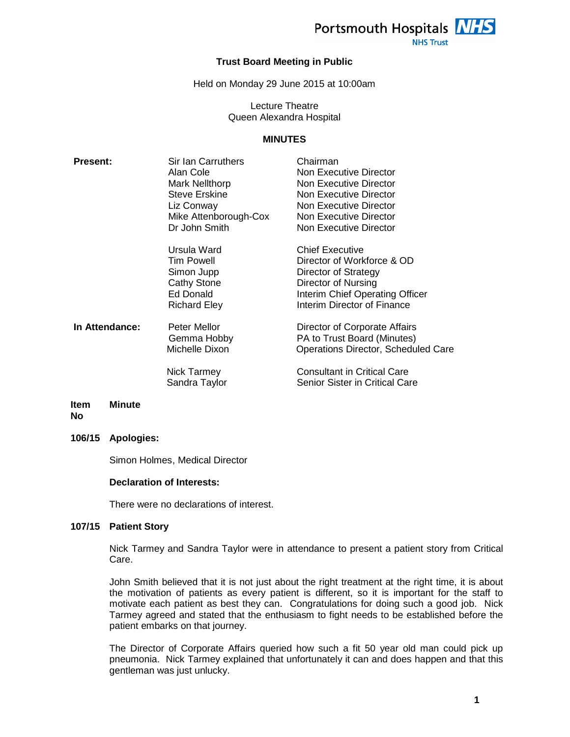Portsmouth Hospitals NHS Trust

# Trust Board Meeting in Public

Held on Monday 29 June 2015 at 10:00am

Lecture Theatre
Queen Alexandra Hospital

## MINUTES

| | | |
|---|---|---|
| **Present:** | Sir Ian Carruthers | Chairman |
| | Alan Cole | Non Executive Director |
| | Mark Nellthorp | Non Executive Director |
| | Steve Erskine | Non Executive Director |
| | Liz Conway | Non Executive Director |
| | Mike Attenborough-Cox | Non Executive Director |
| | Dr John Smith | Non Executive Director |
| | Ursula Ward | Chief Executive |
| | Tim Powell | Director of Workforce & OD |
| | Simon Jupp | Director of Strategy |
| | Cathy Stone | Director of Nursing |
| | Ed Donald | Interim Chief Operating Officer |
| | Richard Eley | Interim Director of Finance |
| **In Attendance:** | Peter Mellor | Director of Corporate Affairs |
| | Gemma Hobby | PA to Trust Board (Minutes) |
| | Michelle Dixon | Operations Director, Scheduled Care |
| | Nick Tarmey | Consultant in Critical Care |
| | Sandra Taylor | Senior Sister in Critical Care |

| Item No | Minute |
|---|---|

**106/15 Apologies:**

Simon Holmes, Medical Director

**Declaration of Interests:**

There were no declarations of interest.

**107/15 Patient Story**

Nick Tarmey and Sandra Taylor were in attendance to present a patient story from Critical Care.

John Smith believed that it is not just about the right treatment at the right time, it is about the motivation of patients as every patient is different, so it is important for the staff to motivate each patient as best they can. Congratulations for doing such a good job. Nick Tarmey agreed and stated that the enthusiasm to fight needs to be established before the patient embarks on that journey.

The Director of Corporate Affairs queried how such a fit 50 year old man could pick up pneumonia. Nick Tarmey explained that unfortunately it can and does happen and that this gentleman was just unlucky.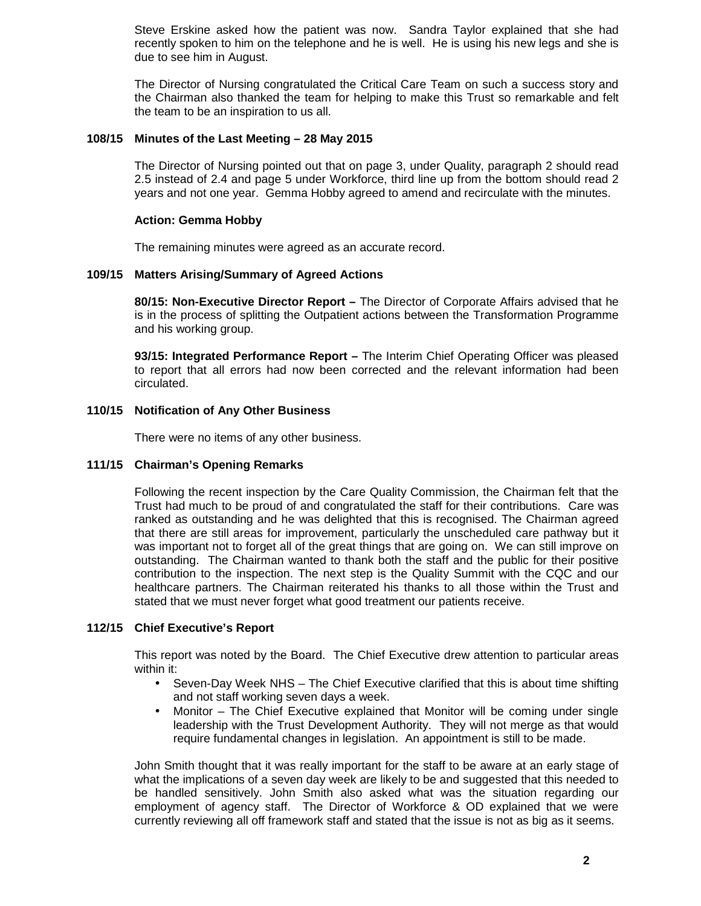Steve Erskine asked how the patient was now. Sandra Taylor explained that she had recently spoken to him on the telephone and he is well. He is using his new legs and she is due to see him in August.

The Director of Nursing congratulated the Critical Care Team on such a success story and the Chairman also thanked the team for helping to make this Trust so remarkable and felt the team to be an inspiration to us all.

**108/15 Minutes of the Last Meeting – 28 May 2015**

The Director of Nursing pointed out that on page 3, under Quality, paragraph 2 should read 2.5 instead of 2.4 and page 5 under Workforce, third line up from the bottom should read 2 years and not one year. Gemma Hobby agreed to amend and recirculate with the minutes.

**Action: Gemma Hobby**

The remaining minutes were agreed as an accurate record.

**109/15 Matters Arising/Summary of Agreed Actions**

**80/15: Non-Executive Director Report –** The Director of Corporate Affairs advised that he is in the process of splitting the Outpatient actions between the Transformation Programme and his working group.

**93/15: Integrated Performance Report –** The Interim Chief Operating Officer was pleased to report that all errors had now been corrected and the relevant information had been circulated.

**110/15 Notification of Any Other Business**

There were no items of any other business.

**111/15 Chairman's Opening Remarks**

Following the recent inspection by the Care Quality Commission, the Chairman felt that the Trust had much to be proud of and congratulated the staff for their contributions. Care was ranked as outstanding and he was delighted that this is recognised. The Chairman agreed that there are still areas for improvement, particularly the unscheduled care pathway but it was important not to forget all of the great things that are going on. We can still improve on outstanding. The Chairman wanted to thank both the staff and the public for their positive contribution to the inspection. The next step is the Quality Summit with the CQC and our healthcare partners. The Chairman reiterated his thanks to all those within the Trust and stated that we must never forget what good treatment our patients receive.

**112/15 Chief Executive's Report**

This report was noted by the Board. The Chief Executive drew attention to particular areas within it:

- Seven-Day Week NHS – The Chief Executive clarified that this is about time shifting and not staff working seven days a week.
- Monitor – The Chief Executive explained that Monitor will be coming under single leadership with the Trust Development Authority. They will not merge as that would require fundamental changes in legislation. An appointment is still to be made.

John Smith thought that it was really important for the staff to be aware at an early stage of what the implications of a seven day week are likely to be and suggested that this needed to be handled sensitively. John Smith also asked what was the situation regarding our employment of agency staff. The Director of Workforce & OD explained that we were currently reviewing all off framework staff and stated that the issue is not as big as it seems.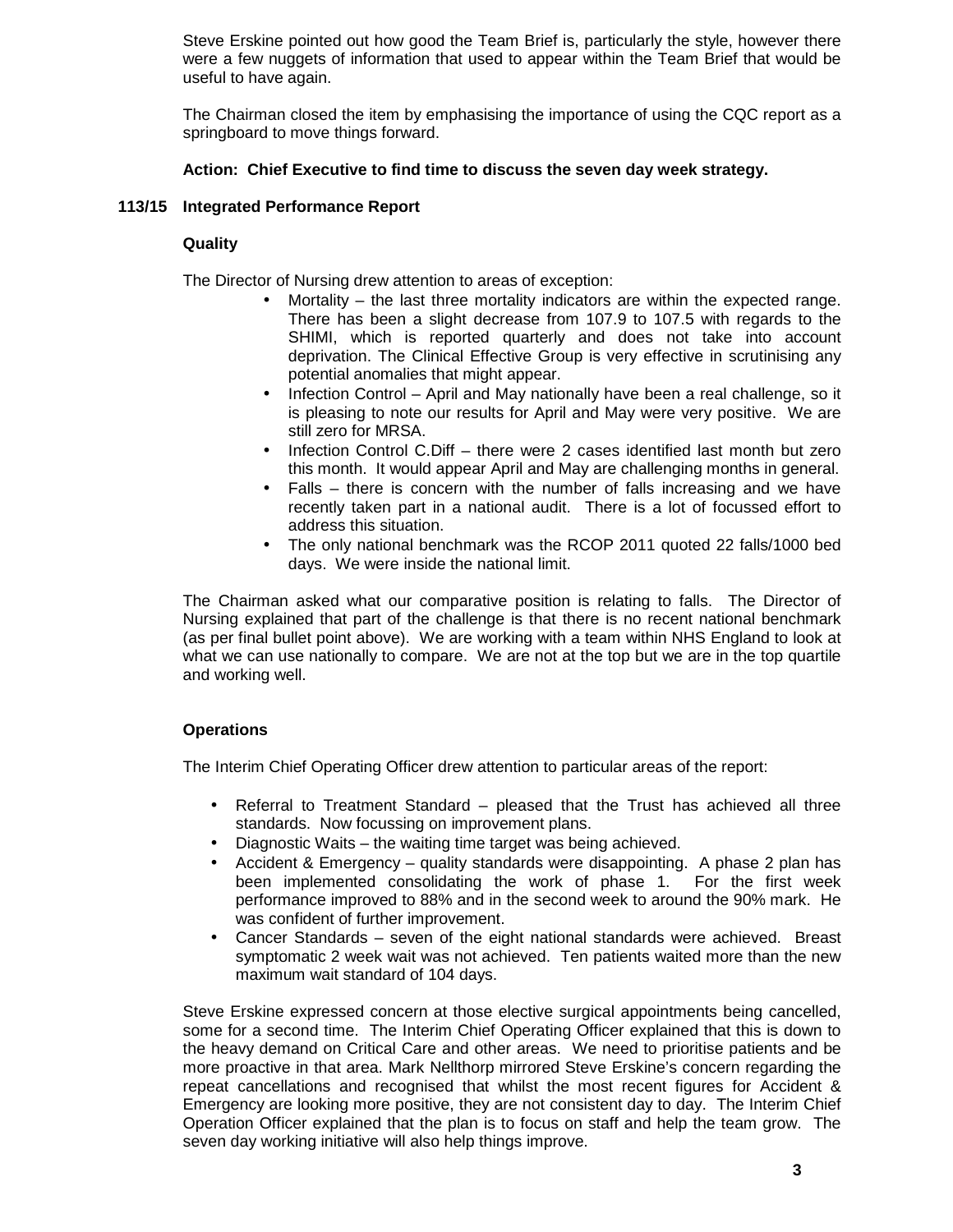Steve Erskine pointed out how good the Team Brief is, particularly the style, however there were a few nuggets of information that used to appear within the Team Brief that would be useful to have again.

The Chairman closed the item by emphasising the importance of using the CQC report as a springboard to move things forward.

**Action: Chief Executive to find time to discuss the seven day week strategy.**

**113/15 Integrated Performance Report**

**Quality**

The Director of Nursing drew attention to areas of exception:

- Mortality – the last three mortality indicators are within the expected range. There has been a slight decrease from 107.9 to 107.5 with regards to the SHIMI, which is reported quarterly and does not take into account deprivation. The Clinical Effective Group is very effective in scrutinising any potential anomalies that might appear.
- Infection Control – April and May nationally have been a real challenge, so it is pleasing to note our results for April and May were very positive. We are still zero for MRSA.
- Infection Control C.Diff – there were 2 cases identified last month but zero this month. It would appear April and May are challenging months in general.
- Falls – there is concern with the number of falls increasing and we have recently taken part in a national audit. There is a lot of focussed effort to address this situation.
- The only national benchmark was the RCOP 2011 quoted 22 falls/1000 bed days. We were inside the national limit.

The Chairman asked what our comparative position is relating to falls. The Director of Nursing explained that part of the challenge is that there is no recent national benchmark (as per final bullet point above). We are working with a team within NHS England to look at what we can use nationally to compare. We are not at the top but we are in the top quartile and working well.

**Operations**

The Interim Chief Operating Officer drew attention to particular areas of the report:

- Referral to Treatment Standard – pleased that the Trust has achieved all three standards. Now focussing on improvement plans.
- Diagnostic Waits – the waiting time target was being achieved.
- Accident & Emergency – quality standards were disappointing. A phase 2 plan has been implemented consolidating the work of phase 1. For the first week performance improved to 88% and in the second week to around the 90% mark. He was confident of further improvement.
- Cancer Standards – seven of the eight national standards were achieved. Breast symptomatic 2 week wait was not achieved. Ten patients waited more than the new maximum wait standard of 104 days.

Steve Erskine expressed concern at those elective surgical appointments being cancelled, some for a second time. The Interim Chief Operating Officer explained that this is down to the heavy demand on Critical Care and other areas. We need to prioritise patients and be more proactive in that area. Mark Nellthorp mirrored Steve Erskine's concern regarding the repeat cancellations and recognised that whilst the most recent figures for Accident & Emergency are looking more positive, they are not consistent day to day. The Interim Chief Operation Officer explained that the plan is to focus on staff and help the team grow. The seven day working initiative will also help things improve.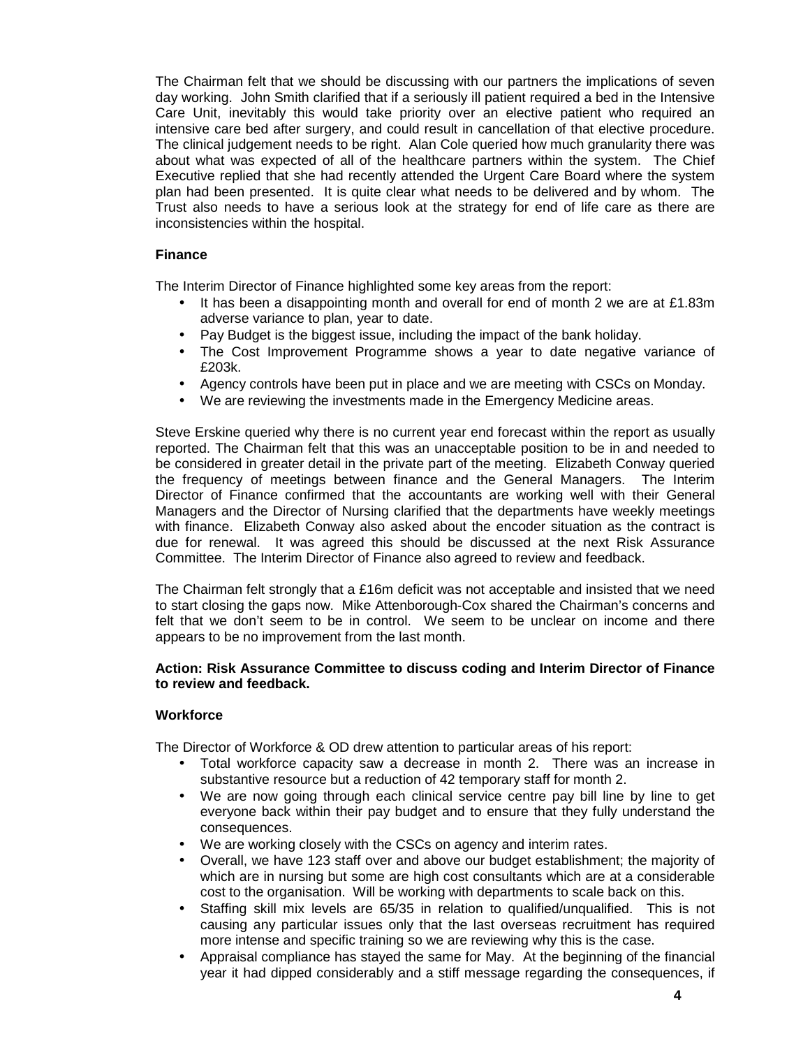The Chairman felt that we should be discussing with our partners the implications of seven day working. John Smith clarified that if a seriously ill patient required a bed in the Intensive Care Unit, inevitably this would take priority over an elective patient who required an intensive care bed after surgery, and could result in cancellation of that elective procedure. The clinical judgement needs to be right. Alan Cole queried how much granularity there was about what was expected of all of the healthcare partners within the system. The Chief Executive replied that she had recently attended the Urgent Care Board where the system plan had been presented. It is quite clear what needs to be delivered and by whom. The Trust also needs to have a serious look at the strategy for end of life care as there are inconsistencies within the hospital.

**Finance**

The Interim Director of Finance highlighted some key areas from the report:

- It has been a disappointing month and overall for end of month 2 we are at £1.83m adverse variance to plan, year to date.
- Pay Budget is the biggest issue, including the impact of the bank holiday.
- The Cost Improvement Programme shows a year to date negative variance of £203k.
- Agency controls have been put in place and we are meeting with CSCs on Monday.
- We are reviewing the investments made in the Emergency Medicine areas.

Steve Erskine queried why there is no current year end forecast within the report as usually reported. The Chairman felt that this was an unacceptable position to be in and needed to be considered in greater detail in the private part of the meeting. Elizabeth Conway queried the frequency of meetings between finance and the General Managers. The Interim Director of Finance confirmed that the accountants are working well with their General Managers and the Director of Nursing clarified that the departments have weekly meetings with finance. Elizabeth Conway also asked about the encoder situation as the contract is due for renewal. It was agreed this should be discussed at the next Risk Assurance Committee. The Interim Director of Finance also agreed to review and feedback.

The Chairman felt strongly that a £16m deficit was not acceptable and insisted that we need to start closing the gaps now. Mike Attenborough-Cox shared the Chairman's concerns and felt that we don't seem to be in control. We seem to be unclear on income and there appears to be no improvement from the last month.

**Action: Risk Assurance Committee to discuss coding and Interim Director of Finance to review and feedback.**

**Workforce**

The Director of Workforce & OD drew attention to particular areas of his report:

- Total workforce capacity saw a decrease in month 2. There was an increase in substantive resource but a reduction of 42 temporary staff for month 2.
- We are now going through each clinical service centre pay bill line by line to get everyone back within their pay budget and to ensure that they fully understand the consequences.
- We are working closely with the CSCs on agency and interim rates.
- Overall, we have 123 staff over and above our budget establishment; the majority of which are in nursing but some are high cost consultants which are at a considerable cost to the organisation. Will be working with departments to scale back on this.
- Staffing skill mix levels are 65/35 in relation to qualified/unqualified. This is not causing any particular issues only that the last overseas recruitment has required more intense and specific training so we are reviewing why this is the case.
- Appraisal compliance has stayed the same for May. At the beginning of the financial year it had dipped considerably and a stiff message regarding the consequences, if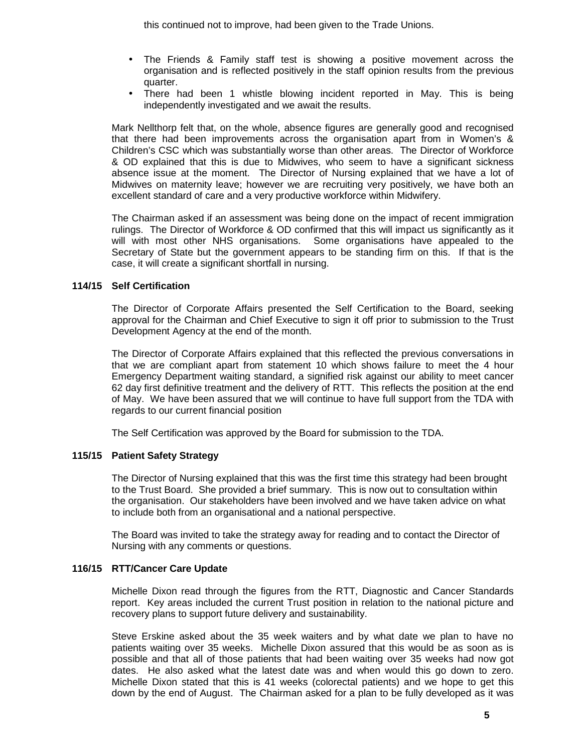this continued not to improve, had been given to the Trade Unions.

- The Friends & Family staff test is showing a positive movement across the organisation and is reflected positively in the staff opinion results from the previous quarter.
- There had been 1 whistle blowing incident reported in May. This is being independently investigated and we await the results.

Mark Nellthorp felt that, on the whole, absence figures are generally good and recognised that there had been improvements across the organisation apart from in Women's & Children's CSC which was substantially worse than other areas. The Director of Workforce & OD explained that this is due to Midwives, who seem to have a significant sickness absence issue at the moment. The Director of Nursing explained that we have a lot of Midwives on maternity leave; however we are recruiting very positively, we have both an excellent standard of care and a very productive workforce within Midwifery.

The Chairman asked if an assessment was being done on the impact of recent immigration rulings. The Director of Workforce & OD confirmed that this will impact us significantly as it will with most other NHS organisations. Some organisations have appealed to the Secretary of State but the government appears to be standing firm on this. If that is the case, it will create a significant shortfall in nursing.

**114/15 Self Certification**

The Director of Corporate Affairs presented the Self Certification to the Board, seeking approval for the Chairman and Chief Executive to sign it off prior to submission to the Trust Development Agency at the end of the month.

The Director of Corporate Affairs explained that this reflected the previous conversations in that we are compliant apart from statement 10 which shows failure to meet the 4 hour Emergency Department waiting standard, a signified risk against our ability to meet cancer 62 day first definitive treatment and the delivery of RTT. This reflects the position at the end of May. We have been assured that we will continue to have full support from the TDA with regards to our current financial position

The Self Certification was approved by the Board for submission to the TDA.

**115/15 Patient Safety Strategy**

The Director of Nursing explained that this was the first time this strategy had been brought to the Trust Board. She provided a brief summary. This is now out to consultation within the organisation. Our stakeholders have been involved and we have taken advice on what to include both from an organisational and a national perspective.

The Board was invited to take the strategy away for reading and to contact the Director of Nursing with any comments or questions.

**116/15 RTT/Cancer Care Update**

Michelle Dixon read through the figures from the RTT, Diagnostic and Cancer Standards report. Key areas included the current Trust position in relation to the national picture and recovery plans to support future delivery and sustainability.

Steve Erskine asked about the 35 week waiters and by what date we plan to have no patients waiting over 35 weeks. Michelle Dixon assured that this would be as soon as is possible and that all of those patients that had been waiting over 35 weeks had now got dates. He also asked what the latest date was and when would this go down to zero. Michelle Dixon stated that this is 41 weeks (colorectal patients) and we hope to get this down by the end of August. The Chairman asked for a plan to be fully developed as it was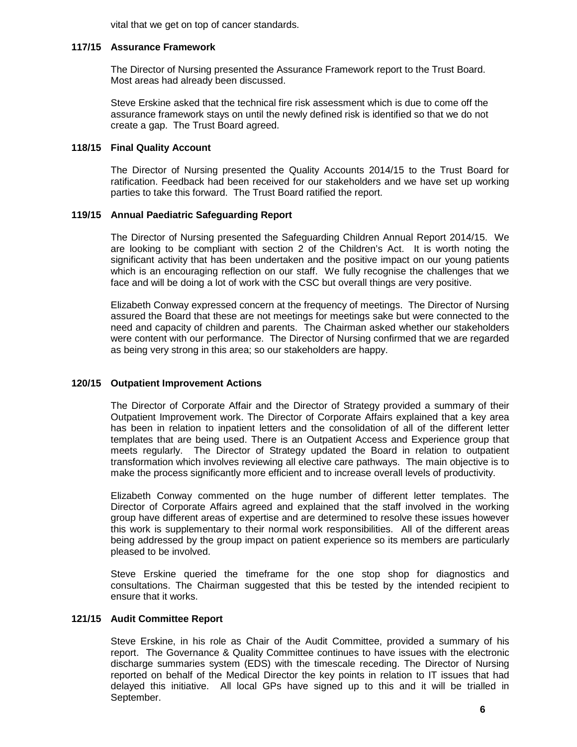vital that we get on top of cancer standards.

**117/15 Assurance Framework**

The Director of Nursing presented the Assurance Framework report to the Trust Board. Most areas had already been discussed.

Steve Erskine asked that the technical fire risk assessment which is due to come off the assurance framework stays on until the newly defined risk is identified so that we do not create a gap. The Trust Board agreed.

**118/15 Final Quality Account**

The Director of Nursing presented the Quality Accounts 2014/15 to the Trust Board for ratification. Feedback had been received for our stakeholders and we have set up working parties to take this forward. The Trust Board ratified the report.

**119/15 Annual Paediatric Safeguarding Report**

The Director of Nursing presented the Safeguarding Children Annual Report 2014/15. We are looking to be compliant with section 2 of the Children's Act. It is worth noting the significant activity that has been undertaken and the positive impact on our young patients which is an encouraging reflection on our staff. We fully recognise the challenges that we face and will be doing a lot of work with the CSC but overall things are very positive.

Elizabeth Conway expressed concern at the frequency of meetings. The Director of Nursing assured the Board that these are not meetings for meetings sake but were connected to the need and capacity of children and parents. The Chairman asked whether our stakeholders were content with our performance. The Director of Nursing confirmed that we are regarded as being very strong in this area; so our stakeholders are happy.

**120/15 Outpatient Improvement Actions**

The Director of Corporate Affair and the Director of Strategy provided a summary of their Outpatient Improvement work. The Director of Corporate Affairs explained that a key area has been in relation to inpatient letters and the consolidation of all of the different letter templates that are being used. There is an Outpatient Access and Experience group that meets regularly. The Director of Strategy updated the Board in relation to outpatient transformation which involves reviewing all elective care pathways. The main objective is to make the process significantly more efficient and to increase overall levels of productivity.

Elizabeth Conway commented on the huge number of different letter templates. The Director of Corporate Affairs agreed and explained that the staff involved in the working group have different areas of expertise and are determined to resolve these issues however this work is supplementary to their normal work responsibilities. All of the different areas being addressed by the group impact on patient experience so its members are particularly pleased to be involved.

Steve Erskine queried the timeframe for the one stop shop for diagnostics and consultations. The Chairman suggested that this be tested by the intended recipient to ensure that it works.

**121/15 Audit Committee Report**

Steve Erskine, in his role as Chair of the Audit Committee, provided a summary of his report. The Governance & Quality Committee continues to have issues with the electronic discharge summaries system (EDS) with the timescale receding. The Director of Nursing reported on behalf of the Medical Director the key points in relation to IT issues that had delayed this initiative. All local GPs have signed up to this and it will be trialled in September.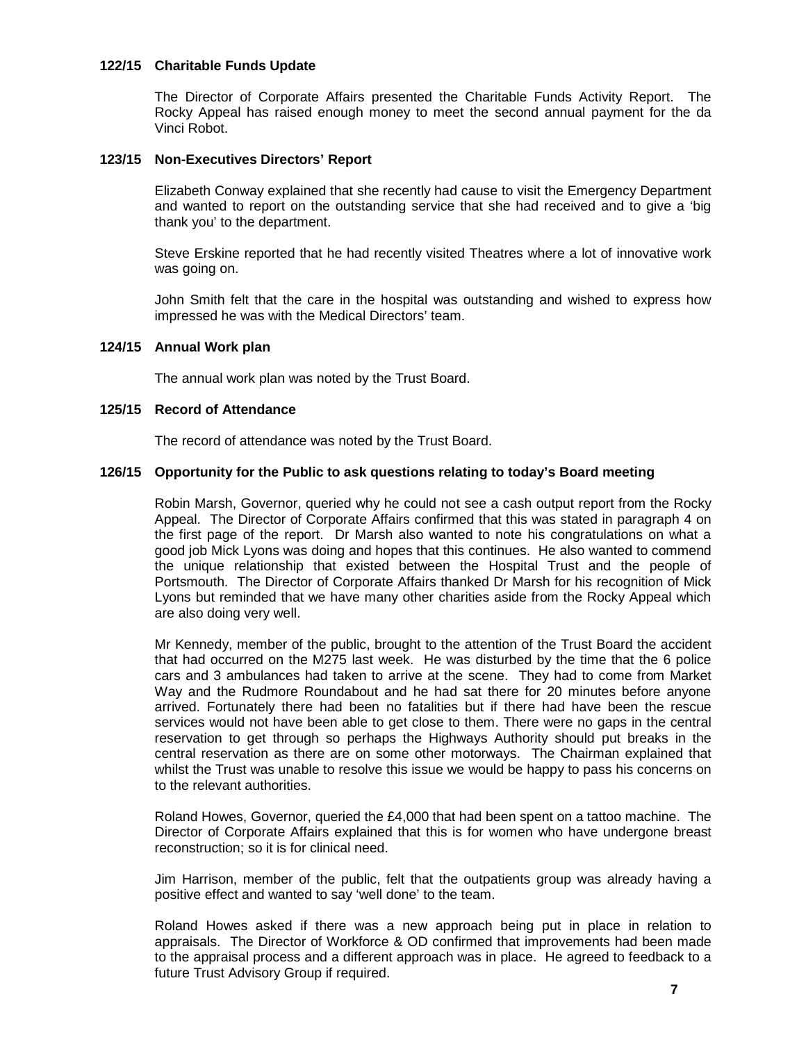### 122/15 Charitable Funds Update

The Director of Corporate Affairs presented the Charitable Funds Activity Report. The Rocky Appeal has raised enough money to meet the second annual payment for the da Vinci Robot.

### 123/15 Non-Executives Directors' Report

Elizabeth Conway explained that she recently had cause to visit the Emergency Department and wanted to report on the outstanding service that she had received and to give a 'big thank you' to the department.

Steve Erskine reported that he had recently visited Theatres where a lot of innovative work was going on.

John Smith felt that the care in the hospital was outstanding and wished to express how impressed he was with the Medical Directors' team.

### 124/15 Annual Work plan

The annual work plan was noted by the Trust Board.

### 125/15 Record of Attendance

The record of attendance was noted by the Trust Board.

### 126/15 Opportunity for the Public to ask questions relating to today's Board meeting

Robin Marsh, Governor, queried why he could not see a cash output report from the Rocky Appeal. The Director of Corporate Affairs confirmed that this was stated in paragraph 4 on the first page of the report. Dr Marsh also wanted to note his congratulations on what a good job Mick Lyons was doing and hopes that this continues. He also wanted to commend the unique relationship that existed between the Hospital Trust and the people of Portsmouth. The Director of Corporate Affairs thanked Dr Marsh for his recognition of Mick Lyons but reminded that we have many other charities aside from the Rocky Appeal which are also doing very well.

Mr Kennedy, member of the public, brought to the attention of the Trust Board the accident that had occurred on the M275 last week. He was disturbed by the time that the 6 police cars and 3 ambulances had taken to arrive at the scene. They had to come from Market Way and the Rudmore Roundabout and he had sat there for 20 minutes before anyone arrived. Fortunately there had been no fatalities but if there had have been the rescue services would not have been able to get close to them. There were no gaps in the central reservation to get through so perhaps the Highways Authority should put breaks in the central reservation as there are on some other motorways. The Chairman explained that whilst the Trust was unable to resolve this issue we would be happy to pass his concerns on to the relevant authorities.

Roland Howes, Governor, queried the £4,000 that had been spent on a tattoo machine. The Director of Corporate Affairs explained that this is for women who have undergone breast reconstruction; so it is for clinical need.

Jim Harrison, member of the public, felt that the outpatients group was already having a positive effect and wanted to say 'well done' to the team.

Roland Howes asked if there was a new approach being put in place in relation to appraisals. The Director of Workforce & OD confirmed that improvements had been made to the appraisal process and a different approach was in place. He agreed to feedback to a future Trust Advisory Group if required.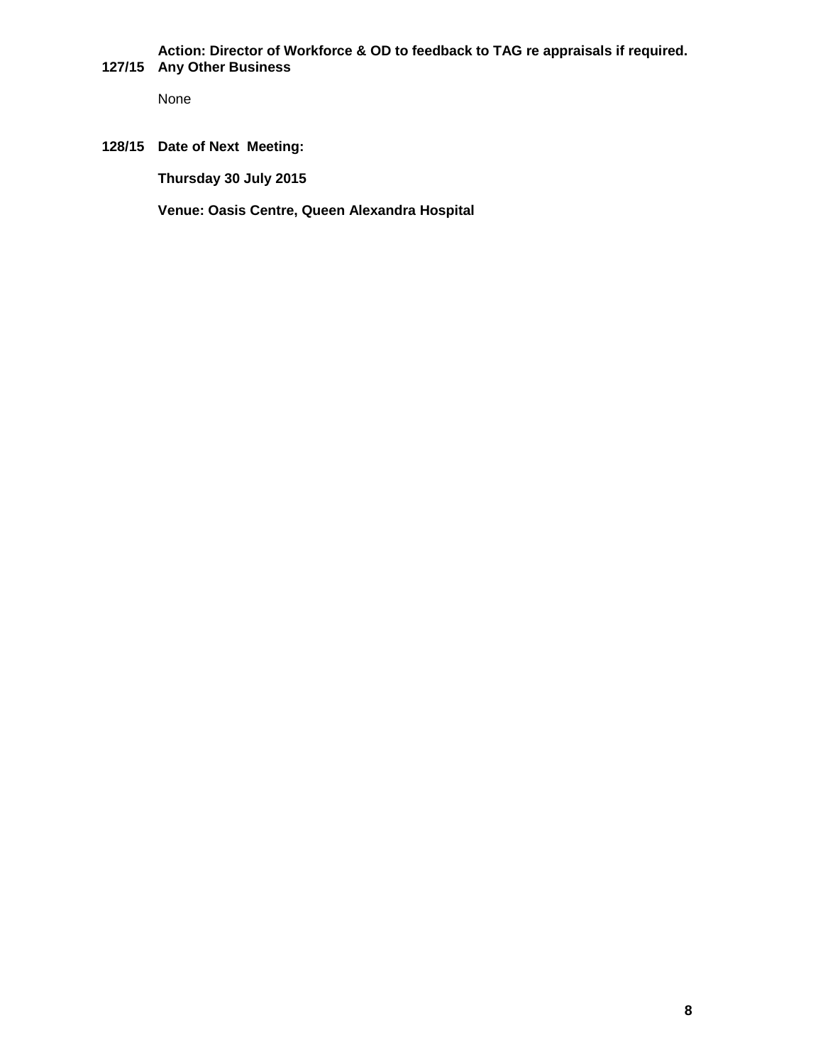**Action: Director of Workforce & OD to feedback to TAG re appraisals if required.**

**127/15 Any Other Business**

None

**128/15 Date of Next Meeting:**

**Thursday 30 July 2015**

**Venue: Oasis Centre, Queen Alexandra Hospital**